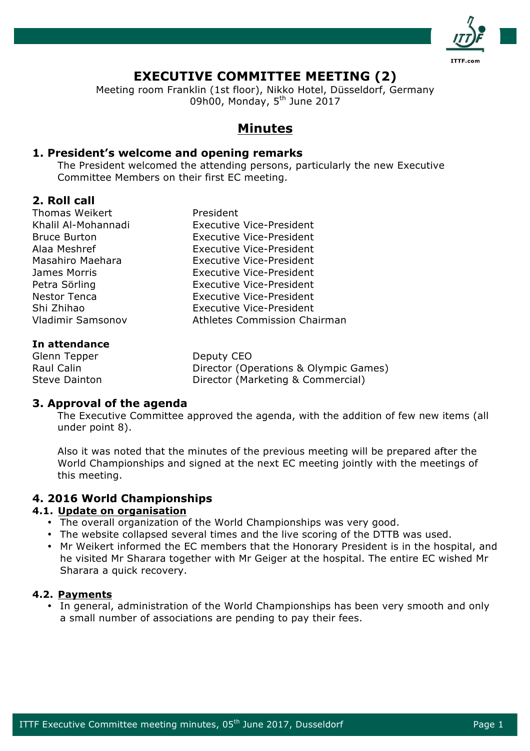# EXECUTIVE COMMITTEE MEETING (2)

Meeting room Franklin (1st floor), Nikko Hotel, Düsseldorf, Germany
09h00, Monday, 5th June 2017

## Minutes

### 1. President's welcome and opening remarks

The President welcomed the attending persons, particularly the new Executive Committee Members on their first EC meeting.

### 2. Roll call

| | |
|---|---|
| Thomas Weikert | President |
| Khalil Al-Mohannadi | Executive Vice-President |
| Bruce Burton | Executive Vice-President |
| Alaa Meshref | Executive Vice-President |
| Masahiro Maehara | Executive Vice-President |
| James Morris | Executive Vice-President |
| Petra Sörling | Executive Vice-President |
| Nestor Tenca | Executive Vice-President |
| Shi Zhihao | Executive Vice-President |
| Vladimir Samsonov | Athletes Commission Chairman |

**In attendance**

| | |
|---|---|
| Glenn Tepper | Deputy CEO |
| Raul Calin | Director (Operations & Olympic Games) |
| Steve Dainton | Director (Marketing & Commercial) |

### 3. Approval of the agenda

The Executive Committee approved the agenda, with the addition of few new items (all under point 8).

Also it was noted that the minutes of the previous meeting will be prepared after the World Championships and signed at the next EC meeting jointly with the meetings of this meeting.

### 4. 2016 World Championships

#### 4.1. Update on organisation

- The overall organization of the World Championships was very good.
- The website collapsed several times and the live scoring of the DTTB was used.
- Mr Weikert informed the EC members that the Honorary President is in the hospital, and he visited Mr Sharara together with Mr Geiger at the hospital. The entire EC wished Mr Sharara a quick recovery.

#### 4.2. Payments

- In general, administration of the World Championships has been very smooth and only a small number of associations are pending to pay their fees.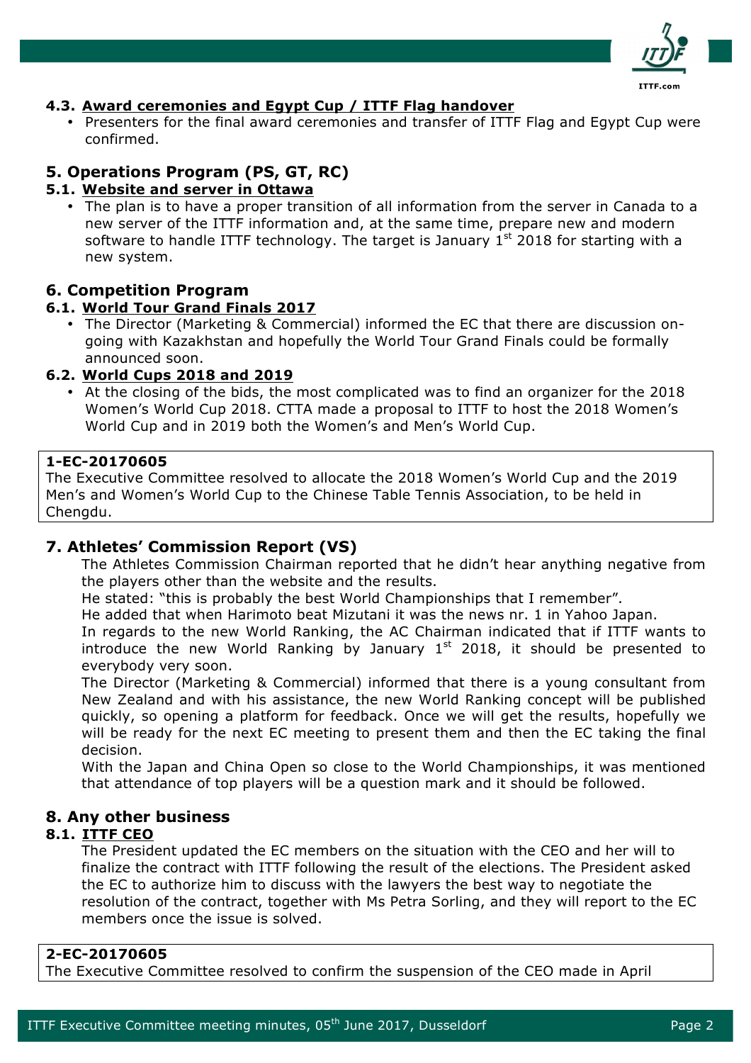### 4.3. Award ceremonies and Egypt Cup / ITTF Flag handover

- Presenters for the final award ceremonies and transfer of ITTF Flag and Egypt Cup were confirmed.

## 5. Operations Program (PS, GT, RC)

### 5.1. Website and server in Ottawa

- The plan is to have a proper transition of all information from the server in Canada to a new server of the ITTF information and, at the same time, prepare new and modern software to handle ITTF technology. The target is January 1st 2018 for starting with a new system.

## 6. Competition Program

### 6.1. World Tour Grand Finals 2017

- The Director (Marketing & Commercial) informed the EC that there are discussion on-going with Kazakhstan and hopefully the World Tour Grand Finals could be formally announced soon.

### 6.2. World Cups 2018 and 2019

- At the closing of the bids, the most complicated was to find an organizer for the 2018 Women's World Cup 2018. CTTA made a proposal to ITTF to host the 2018 Women's World Cup and in 2019 both the Women's and Men's World Cup.

**1-EC-20170605**
The Executive Committee resolved to allocate the 2018 Women's World Cup and the 2019 Men's and Women's World Cup to the Chinese Table Tennis Association, to be held in Chengdu.

## 7. Athletes' Commission Report (VS)

The Athletes Commission Chairman reported that he didn't hear anything negative from the players other than the website and the results.

He stated: "this is probably the best World Championships that I remember".

He added that when Harimoto beat Mizutani it was the news nr. 1 in Yahoo Japan.

In regards to the new World Ranking, the AC Chairman indicated that if ITTF wants to introduce the new World Ranking by January 1st 2018, it should be presented to everybody very soon.

The Director (Marketing & Commercial) informed that there is a young consultant from New Zealand and with his assistance, the new World Ranking concept will be published quickly, so opening a platform for feedback. Once we will get the results, hopefully we will be ready for the next EC meeting to present them and then the EC taking the final decision.

With the Japan and China Open so close to the World Championships, it was mentioned that attendance of top players will be a question mark and it should be followed.

## 8. Any other business

### 8.1. ITTF CEO

The President updated the EC members on the situation with the CEO and her will to finalize the contract with ITTF following the result of the elections. The President asked the EC to authorize him to discuss with the lawyers the best way to negotiate the resolution of the contract, together with Ms Petra Sorling, and they will report to the EC members once the issue is solved.

**2-EC-20170605**
The Executive Committee resolved to confirm the suspension of the CEO made in April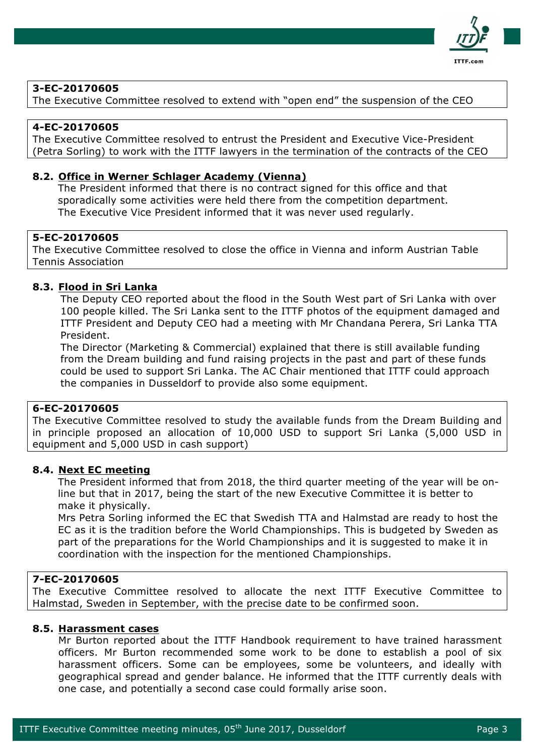**3-EC-20170605**
The Executive Committee resolved to extend with "open end" the suspension of the CEO

**4-EC-20170605**
The Executive Committee resolved to entrust the President and Executive Vice-President (Petra Sorling) to work with the ITTF lawyers in the termination of the contracts of the CEO

### 8.2. Office in Werner Schlager Academy (Vienna)

The President informed that there is no contract signed for this office and that sporadically some activities were held there from the competition department. The Executive Vice President informed that it was never used regularly.

**5-EC-20170605**
The Executive Committee resolved to close the office in Vienna and inform Austrian Table Tennis Association

### 8.3. Flood in Sri Lanka

The Deputy CEO reported about the flood in the South West part of Sri Lanka with over 100 people killed. The Sri Lanka sent to the ITTF photos of the equipment damaged and ITTF President and Deputy CEO had a meeting with Mr Chandana Perera, Sri Lanka TTA President.

The Director (Marketing & Commercial) explained that there is still available funding from the Dream building and fund raising projects in the past and part of these funds could be used to support Sri Lanka. The AC Chair mentioned that ITTF could approach the companies in Dusseldorf to provide also some equipment.

**6-EC-20170605**
The Executive Committee resolved to study the available funds from the Dream Building and in principle proposed an allocation of 10,000 USD to support Sri Lanka (5,000 USD in equipment and 5,000 USD in cash support)

### 8.4. Next EC meeting

The President informed that from 2018, the third quarter meeting of the year will be on-line but that in 2017, being the start of the new Executive Committee it is better to make it physically.

Mrs Petra Sorling informed the EC that Swedish TTA and Halmstad are ready to host the EC as it is the tradition before the World Championships. This is budgeted by Sweden as part of the preparations for the World Championships and it is suggested to make it in coordination with the inspection for the mentioned Championships.

**7-EC-20170605**
The Executive Committee resolved to allocate the next ITTF Executive Committee to Halmstad, Sweden in September, with the precise date to be confirmed soon.

### 8.5. Harassment cases

Mr Burton reported about the ITTF Handbook requirement to have trained harassment officers. Mr Burton recommended some work to be done to establish a pool of six harassment officers. Some can be employees, some be volunteers, and ideally with geographical spread and gender balance. He informed that the ITTF currently deals with one case, and potentially a second case could formally arise soon.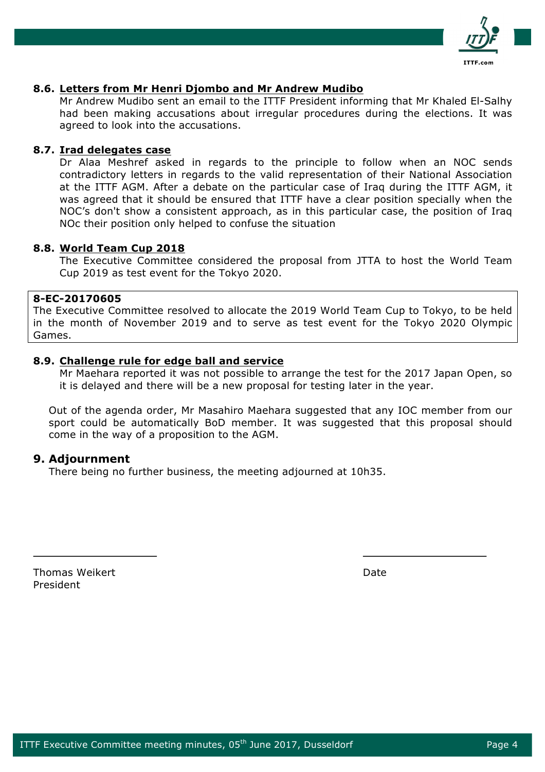### 8.6. Letters from Mr Henri Djombo and Mr Andrew Mudibo

Mr Andrew Mudibo sent an email to the ITTF President informing that Mr Khaled El-Salhy had been making accusations about irregular procedures during the elections. It was agreed to look into the accusations.

### 8.7. Irad delegates case

Dr Alaa Meshref asked in regards to the principle to follow when an NOC sends contradictory letters in regards to the valid representation of their National Association at the ITTF AGM. After a debate on the particular case of Iraq during the ITTF AGM, it was agreed that it should be ensured that ITTF have a clear position specially when the NOC's don't show a consistent approach, as in this particular case, the position of Iraq NOc their position only helped to confuse the situation

### 8.8. World Team Cup 2018

The Executive Committee considered the proposal from JTTA to host the World Team Cup 2019 as test event for the Tokyo 2020.

**8-EC-20170605**
The Executive Committee resolved to allocate the 2019 World Team Cup to Tokyo, to be held in the month of November 2019 and to serve as test event for the Tokyo 2020 Olympic Games.

### 8.9. Challenge rule for edge ball and service

Mr Maehara reported it was not possible to arrange the test for the 2017 Japan Open, so it is delayed and there will be a new proposal for testing later in the year.

Out of the agenda order, Mr Masahiro Maehara suggested that any IOC member from our sport could be automatically BoD member. It was suggested that this proposal should come in the way of a proposition to the AGM.

## 9. Adjournment

There being no further business, the meeting adjourned at 10h35.

\_\_\_\_\_\_\_\_\_\_\_\_\_\_\_\_\_\_\_\_ \_\_\_\_\_\_\_\_\_\_\_\_\_\_\_\_\_\_\_\_

Thomas Weikert
President

Date